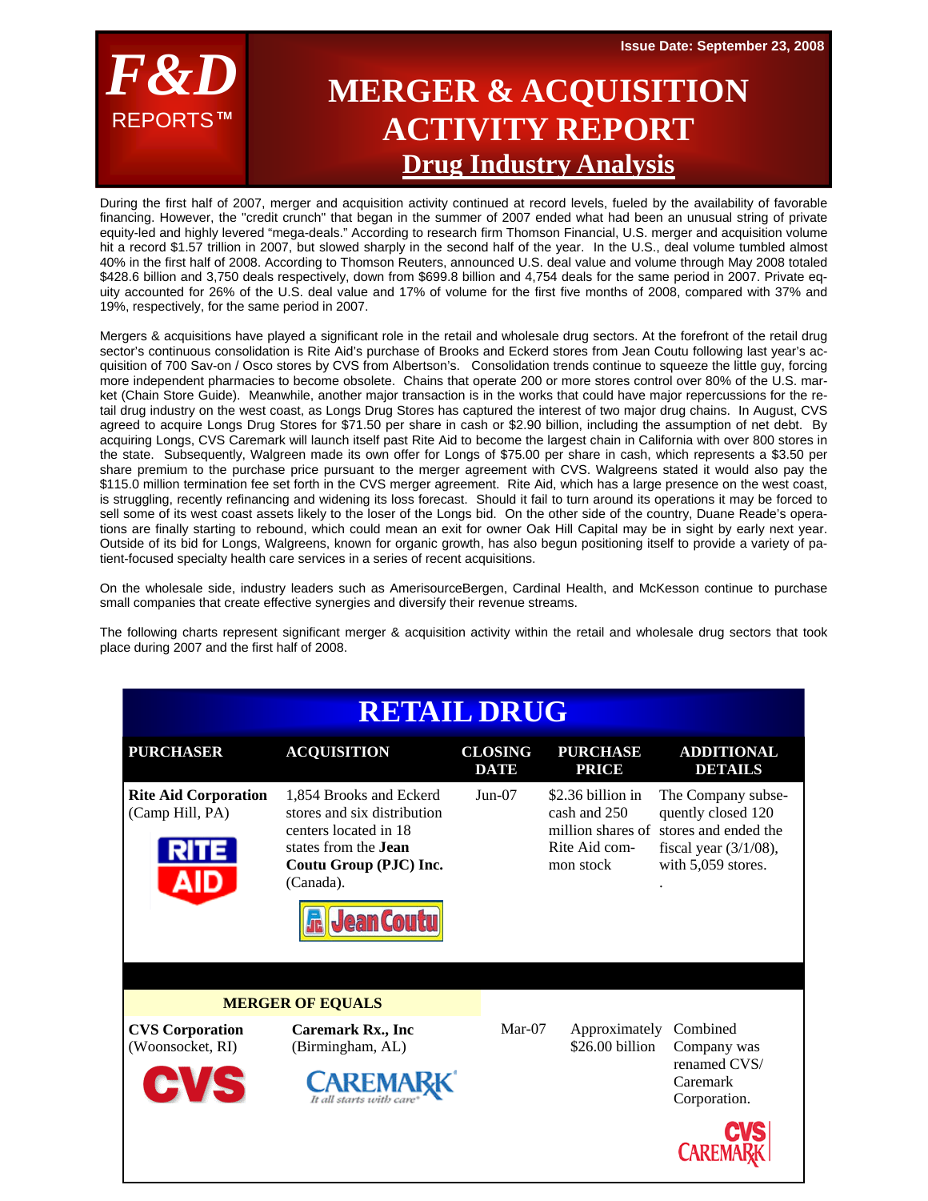# F&D REPORTS™

Issue Date: September 23, 2008

# MERGER & ACQUISITION ACTIVITY REPORT

## Drug Industry Analysis

During the first half of 2007, merger and acquisition activity continued at record levels, fueled by the availability of favorable financing. However, the "credit crunch" that began in the summer of 2007 ended what had been an unusual string of private equity-led and highly levered "mega-deals." According to research firm Thomson Financial, U.S. merger and acquisition volume hit a record $1.57 trillion in 2007, but slowed sharply in the second half of the year. In the U.S., deal volume tumbled almost 40% in the first half of 2008. According to Thomson Reuters, announced U.S. deal value and volume through May 2008 totaled $428.6 billion and 3,750 deals respectively, down from $699.8 billion and 4,754 deals for the same period in 2007. Private equity accounted for 26% of the U.S. deal value and 17% of volume for the first five months of 2008, compared with 37% and 19%, respectively, for the same period in 2007.

Mergers & acquisitions have played a significant role in the retail and wholesale drug sectors. At the forefront of the retail drug sector's continuous consolidation is Rite Aid's purchase of Brooks and Eckerd stores from Jean Coutu following last year's acquisition of 700 Sav-on / Osco stores by CVS from Albertson's. Consolidation trends continue to squeeze the little guy, forcing more independent pharmacies to become obsolete. Chains that operate 200 or more stores control over 80% of the U.S. market (Chain Store Guide). Meanwhile, another major transaction is in the works that could have major repercussions for the retail drug industry on the west coast, as Longs Drug Stores has captured the interest of two major drug chains. In August, CVS agreed to acquire Longs Drug Stores for $71.50 per share in cash or $2.90 billion, including the assumption of net debt. By acquiring Longs, CVS Caremark will launch itself past Rite Aid to become the largest chain in California with over 800 stores in the state. Subsequently, Walgreen made its own offer for Longs of $75.00 per share in cash, which represents a $3.50 per share premium to the purchase price pursuant to the merger agreement with CVS. Walgreens stated it would also pay the $115.0 million termination fee set forth in the CVS merger agreement. Rite Aid, which has a large presence on the west coast, is struggling, recently refinancing and widening its loss forecast. Should it fail to turn around its operations it may be forced to sell some of its west coast assets likely to the loser of the Longs bid. On the other side of the country, Duane Reade's operations are finally starting to rebound, which could mean an exit for owner Oak Hill Capital may be in sight by early next year. Outside of its bid for Longs, Walgreens, known for organic growth, has also begun positioning itself to provide a variety of patient-focused specialty health care services in a series of recent acquisitions.

On the wholesale side, industry leaders such as AmerisourceBergen, Cardinal Health, and McKesson continue to purchase small companies that create effective synergies and diversify their revenue streams.

The following charts represent significant merger & acquisition activity within the retail and wholesale drug sectors that took place during 2007 and the first half of 2008.

## RETAIL DRUG

| PURCHASER | ACQUISITION | CLOSING DATE | PURCHASE PRICE | ADDITIONAL DETAILS |
|---|---|---|---|---|
| **Rite Aid Corporation** (Camp Hill, PA) | 1,854 Brooks and Eckerd stores and six distribution centers located in 18 states from the **Jean Coutu Group (PJC) Inc.** (Canada). | Jun-07 | $2.36 billion in cash and 250 million shares of Rite Aid common stock | The Company subsequently closed 120 stores and ended the fiscal year (3/1/08), with 5,059 stores. |
| **MERGER OF EQUALS** | | | | |
| **CVS Corporation** (Woonsocket, RI) | **Caremark Rx., Inc** (Birmingham, AL) | Mar-07 | Approximately $26.00 billion | Combined Company was renamed CVS/ Caremark Corporation. |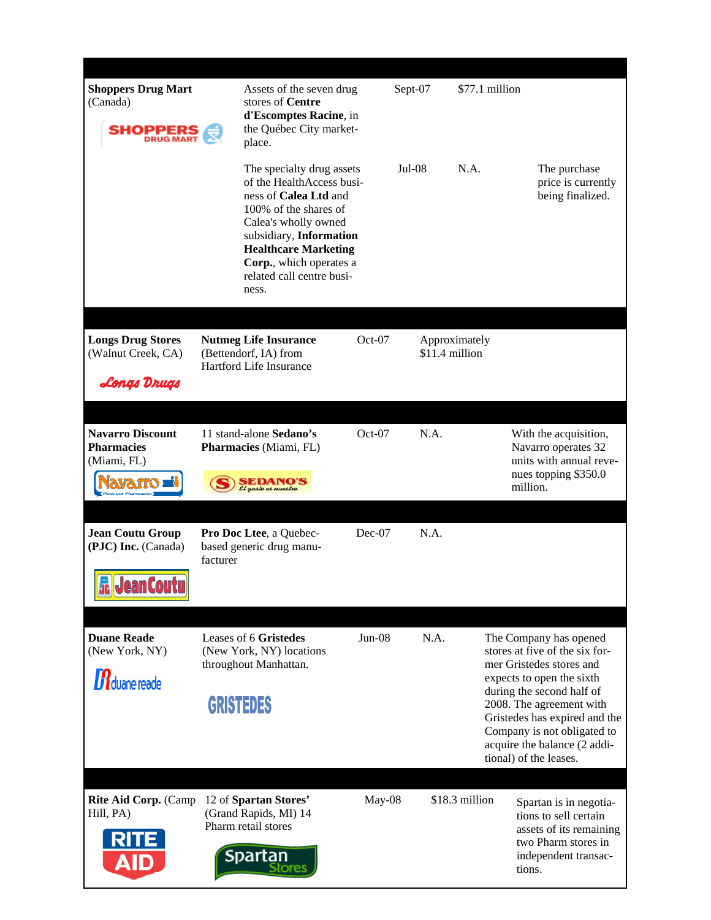| Acquirer | Target | Date | Price | Notes |
|---|---|---|---|---|
| **Shoppers Drug Mart** (Canada) | Assets of the seven drug stores of **Centre d'Escomptes Racine**, in the Québec City marketplace. | Sept-07 | $77.1 million | |
| | The specialty drug assets of the HealthAccess business of **Calea Ltd** and 100% of the shares of Calea's wholly owned subsidiary, **Information Healthcare Marketing Corp.**, which operates a related call centre business. | Jul-08 | N.A. | The purchase price is currently being finalized. |
| **Longs Drug Stores** (Walnut Creek, CA) | **Nutmeg Life Insurance** (Bettendorf, IA) from Hartford Life Insurance | Oct-07 | Approximately $11.4 million | |
| **Navarro Discount Pharmacies** (Miami, FL) | 11 stand-alone **Sedano's Pharmacies** (Miami, FL) | Oct-07 | N.A. | With the acquisition, Navarro operates 32 units with annual revenues topping $350.0 million. |
| **Jean Coutu Group (PJC) Inc.** (Canada) | **Pro Doc Ltee**, a Quebec-based generic drug manufacturer | Dec-07 | N.A. | |
| **Duane Reade** (New York, NY) | Leases of 6 **Gristedes** (New York, NY) locations throughout Manhattan. | Jun-08 | N.A. | The Company has opened stores at five of the six former Gristedes stores and expects to open the sixth during the second half of 2008. The agreement with Gristedes has expired and the Company is not obligated to acquire the balance (2 additional) of the leases. |
| **Rite Aid Corp.** (Camp Hill, PA) | 12 of **Spartan Stores'** (Grand Rapids, MI) 14 Pharm retail stores | May-08 | $18.3 million | Spartan is in negotiations to sell certain assets of its remaining two Pharm stores in independent transactions. |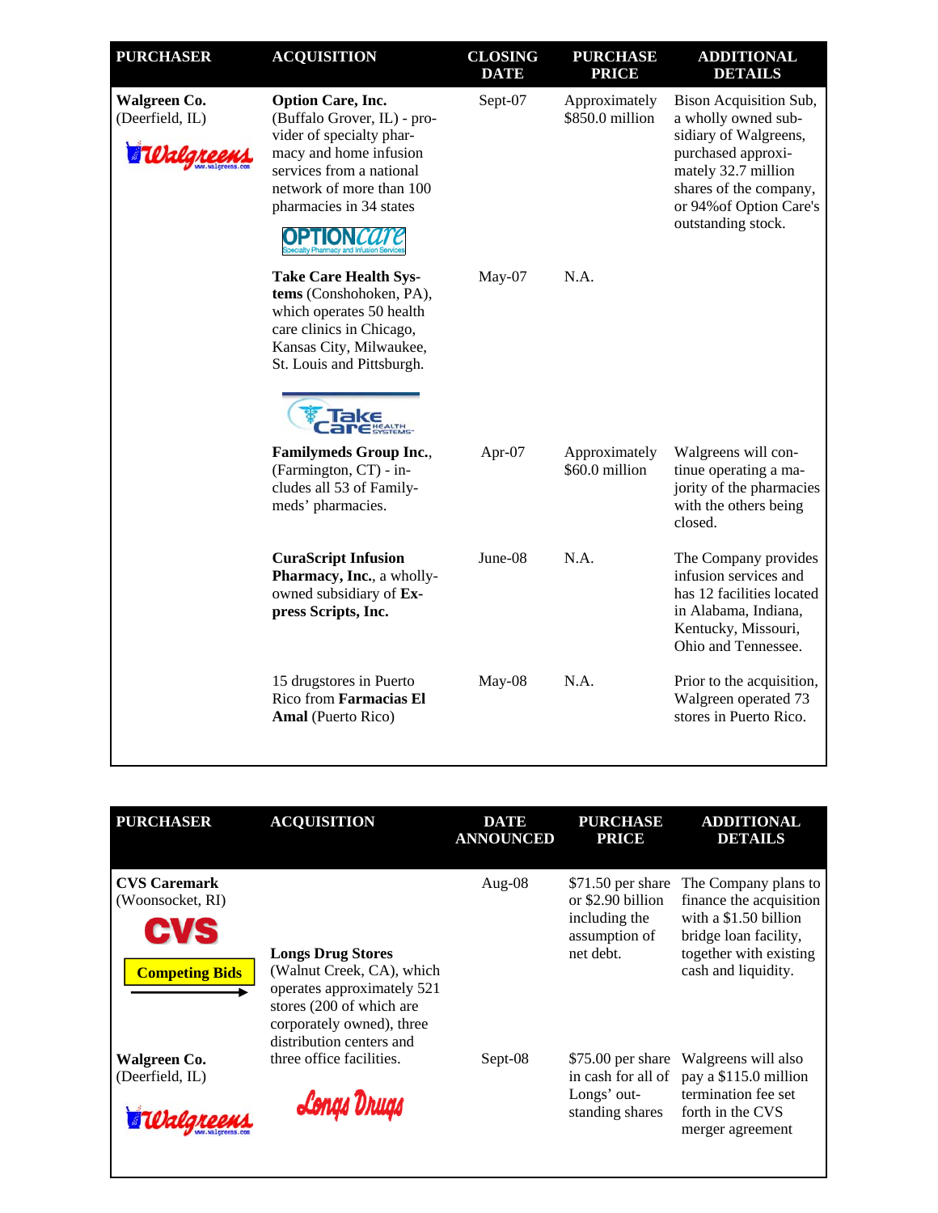| PURCHASER | ACQUISITION | CLOSING DATE | PURCHASE PRICE | ADDITIONAL DETAILS |
|---|---|---|---|---|
| **Walgreen Co.** (Deerfield, IL) | **Option Care, Inc.** (Buffalo Grover, IL) - provider of specialty pharmacy and home infusion services from a national network of more than 100 pharmacies in 34 states | Sept-07 | Approximately $850.0 million | Bison Acquisition Sub, a wholly owned subsidiary of Walgreens, purchased approximately 32.7 million shares of the company, or 94%of Option Care's outstanding stock. |
| | **Take Care Health Systems** (Conshohoken, PA), which operates 50 health care clinics in Chicago, Kansas City, Milwaukee, St. Louis and Pittsburgh. | May-07 | N.A. | |
| | **Familymeds Group Inc.**, (Farmington, CT) - includes all 53 of Familymeds' pharmacies. | Apr-07 | Approximately $60.0 million | Walgreens will continue operating a majority of the pharmacies with the others being closed. |
| | **CuraScript Infusion Pharmacy, Inc.**, a wholly-owned subsidiary of **Express Scripts, Inc.** | June-08 | N.A. | The Company provides infusion services and has 12 facilities located in Alabama, Indiana, Kentucky, Missouri, Ohio and Tennessee. |
| | 15 drugstores in Puerto Rico from **Farmacias El Amal** (Puerto Rico) | May-08 | N.A. | Prior to the acquisition, Walgreen operated 73 stores in Puerto Rico. |

| PURCHASER | ACQUISITION | DATE ANNOUNCED | PURCHASE PRICE | ADDITIONAL DETAILS |
|---|---|---|---|---|
| **CVS Caremark** (Woonsocket, RI) | **Longs Drug Stores** (Walnut Creek, CA), which operates approximately 521 stores (200 of which are corporately owned), three distribution centers and three office facilities. | Aug-08 | $71.50 per share or $2.90 billion including the assumption of net debt. | The Company plans to finance the acquisition with a $1.50 billion bridge loan facility, together with existing cash and liquidity. |
| **Competing Bids** → | | | | |
| **Walgreen Co.** (Deerfield, IL) | | Sept-08 | $75.00 per share in cash for all of Longs' outstanding shares | Walgreens will also pay a $115.0 million termination fee set forth in the CVS merger agreement |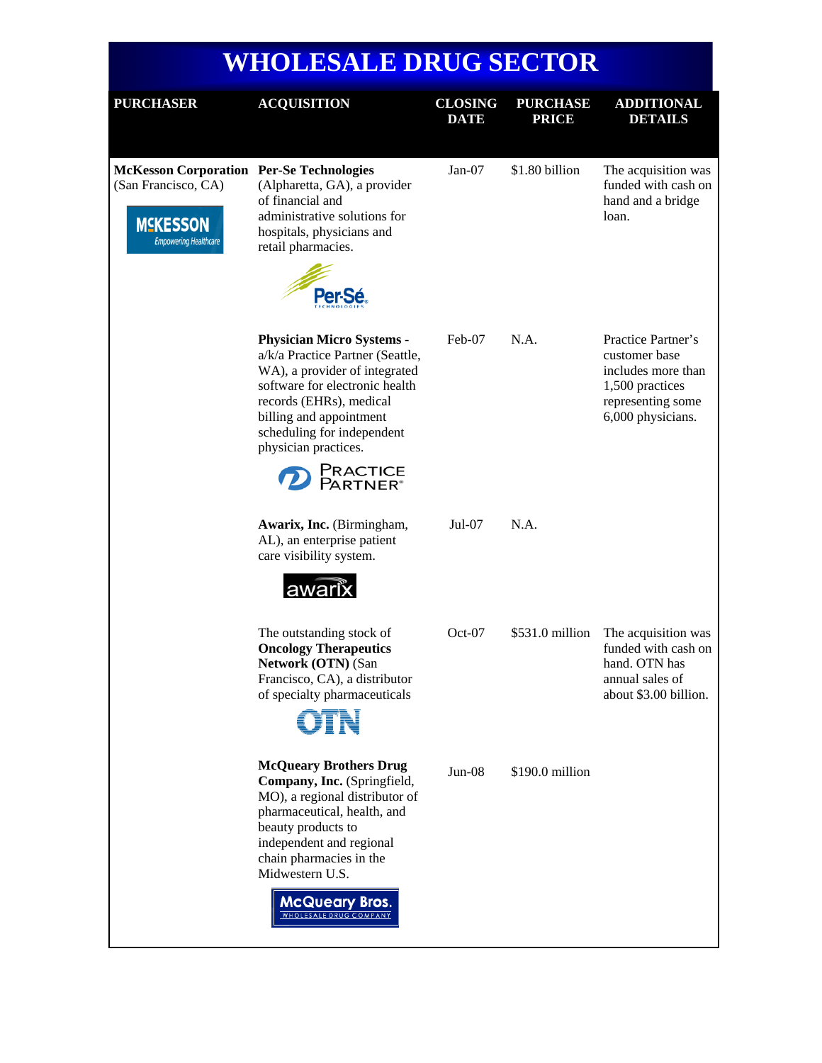# WHOLESALE DRUG SECTOR

| PURCHASER | ACQUISITION | CLOSING DATE | PURCHASE PRICE | ADDITIONAL DETAILS |
|---|---|---|---|---|
| **McKesson Corporation** (San Francisco, CA) | **Per-Se Technologies** (Alpharetta, GA), a provider of financial and administrative solutions for hospitals, physicians and retail pharmacies. | Jan-07 | $1.80 billion | The acquisition was funded with cash on hand and a bridge loan. |
| | **Physician Micro Systems** - a/k/a Practice Partner (Seattle, WA), a provider of integrated software for electronic health records (EHRs), medical billing and appointment scheduling for independent physician practices. | Feb-07 | N.A. | Practice Partner's customer base includes more than 1,500 practices representing some 6,000 physicians. |
| | **Awarix, Inc.** (Birmingham, AL), an enterprise patient care visibility system. | Jul-07 | N.A. | |
| | The outstanding stock of **Oncology Therapeutics Network (OTN)** (San Francisco, CA), a distributor of specialty pharmaceuticals | Oct-07 | $531.0 million | The acquisition was funded with cash on hand. OTN has annual sales of about $3.00 billion. |
| | **McQueary Brothers Drug Company, Inc.** (Springfield, MO), a regional distributor of pharmaceutical, health, and beauty products to independent and regional chain pharmacies in the Midwestern U.S. | Jun-08 | $190.0 million | |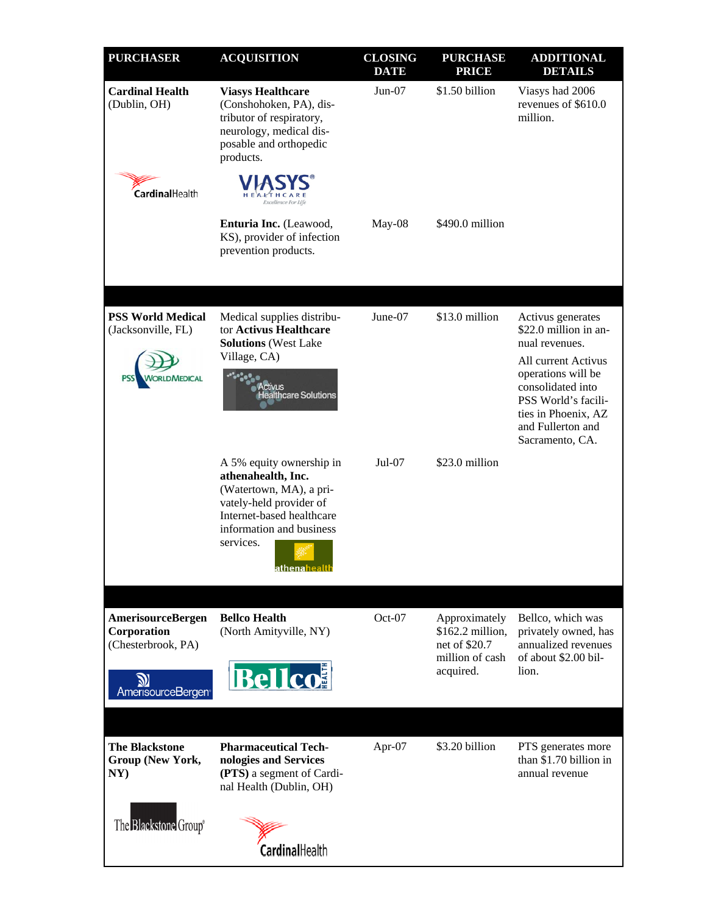| PURCHASER | ACQUISITION | CLOSING DATE | PURCHASE PRICE | ADDITIONAL DETAILS |
|---|---|---|---|---|
| **Cardinal Health** (Dublin, OH) | **Viasys Healthcare** (Conshohoken, PA), distributor of respiratory, neurology, medical disposable and orthopedic products. | Jun-07 | $1.50 billion | Viasys had 2006 revenues of $610.0 million. |
| | **Enturia Inc.** (Leawood, KS), provider of infection prevention products. | May-08 | $490.0 million | |
| **PSS World Medical** (Jacksonville, FL) | Medical supplies distributor **Activus Healthcare Solutions** (West Lake Village, CA) | June-07 | $13.0 million | Activus generates $22.0 million in annual revenues. All current Activus operations will be consolidated into PSS World's facilities in Phoenix, AZ and Fullerton and Sacramento, CA. |
| | A 5% equity ownership in **athenahealth, Inc.** (Watertown, MA), a privately-held provider of Internet-based healthcare information and business services. | Jul-07 | $23.0 million | |
| **AmerisourceBergen Corporation** (Chesterbrook, PA) | **Bellco Health** (North Amityville, NY) | Oct-07 | Approximately $162.2 million, net of $20.7 million of cash acquired. | Bellco, which was privately owned, has annualized revenues of about $2.00 billion. |
| **The Blackstone Group (New York, NY)** | **Pharmaceutical Technologies and Services (PTS)** a segment of Cardinal Health (Dublin, OH) | Apr-07 | $3.20 billion | PTS generates more than $1.70 billion in annual revenue |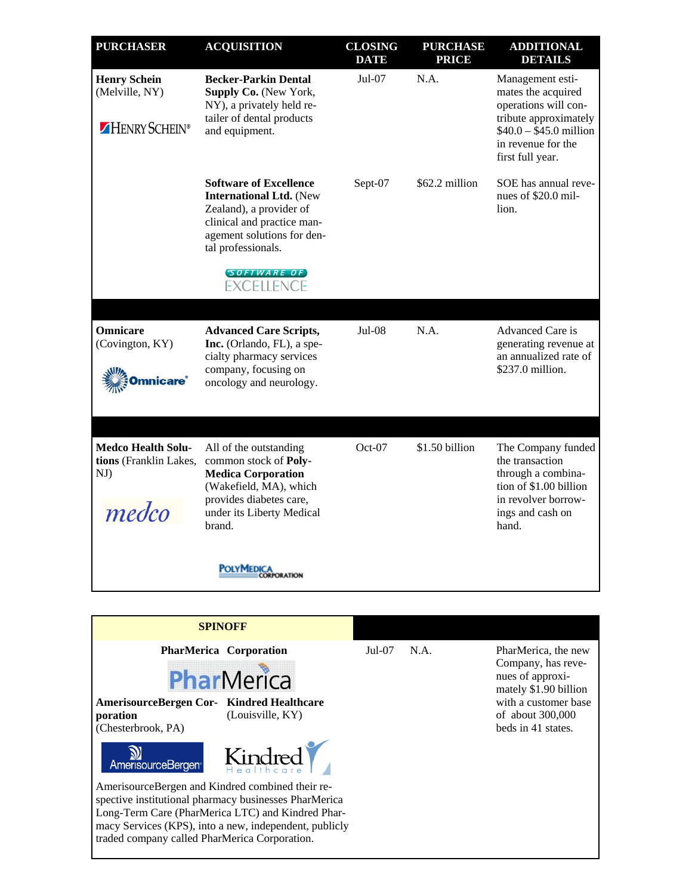| PURCHASER | ACQUISITION | CLOSING DATE | PURCHASE PRICE | ADDITIONAL DETAILS |
|---|---|---|---|---|
| **Henry Schein** (Melville, NY) | **Becker-Parkin Dental Supply Co.** (New York, NY), a privately held retailer of dental products and equipment. | Jul-07 | N.A. | Management estimates the acquired operations will contribute approximately \$40.0 – \$45.0 million in revenue for the first full year. |
| | **Software of Excellence International Ltd.** (New Zealand), a provider of clinical and practice management solutions for dental professionals. | Sept-07 | \$62.2 million | SOE has annual revenues of \$20.0 million. |
| **Omnicare** (Covington, KY) | **Advanced Care Scripts, Inc.** (Orlando, FL), a specialty pharmacy services company, focusing on oncology and neurology. | Jul-08 | N.A. | Advanced Care is generating revenue at an annualized rate of \$237.0 million. |
| **Medco Health Solutions** (Franklin Lakes, NJ) | All of the outstanding common stock of **PolyMedica Corporation** (Wakefield, MA), which provides diabetes care, under its Liberty Medical brand. | Oct-07 | \$1.50 billion | The Company funded the transaction through a combination of \$1.00 billion in revolver borrowings and cash on hand. |

| SPINOFF | CLOSING DATE | PURCHASE PRICE | ADDITIONAL DETAILS |
|---|---|---|---|
| **PharMerica Corporation** — **AmerisourceBergen Corporation** (Chesterbrook, PA) and **Kindred Healthcare** (Louisville, KY). AmerisourceBergen and Kindred combined their respective institutional pharmacy businesses PharMerica Long-Term Care (PharMerica LTC) and Kindred Pharmacy Services (KPS), into a new, independent, publicly traded company called PharMerica Corporation. | Jul-07 | N.A. | PharMerica, the new Company, has revenues of approximately \$1.90 billion with a customer base of about 300,000 beds in 41 states. |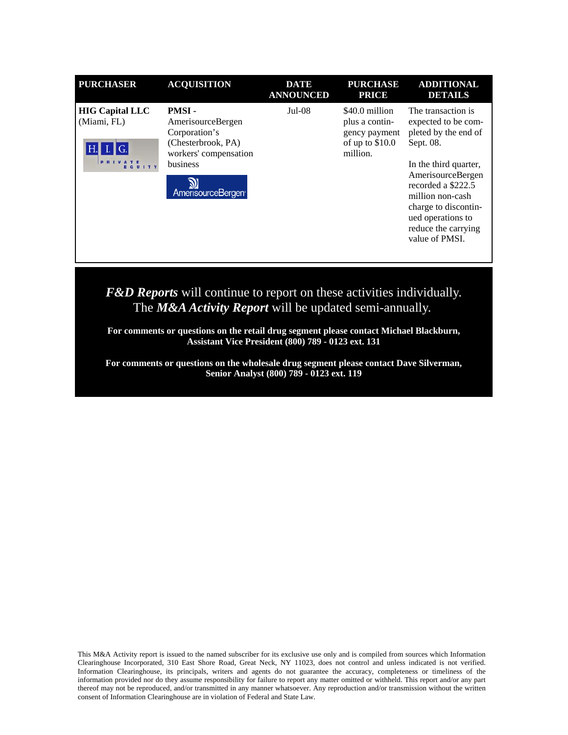| PURCHASER | ACQUISITION | DATE ANNOUNCED | PURCHASE PRICE | ADDITIONAL DETAILS |
|---|---|---|---|---|
| **HIG Capital LLC** (Miami, FL) | **PMSI -** AmerisourceBergen Corporation's (Chesterbrook, PA) workers' compensation business | Jul-08 | \$40.0 million plus a contingency payment of up to \$10.0 million. | The transaction is expected to be completed by the end of Sept. 08. In the third quarter, AmerisourceBergen recorded a \$222.5 million non-cash charge to discontinued operations to reduce the carrying value of PMSI. |

***F&D Reports*** will continue to report on these activities individually. The ***M&A Activity Report*** will be updated semi-annually.

**For comments or questions on the retail drug segment please contact Michael Blackburn, Assistant Vice President (800) 789 - 0123 ext. 131**

**For comments or questions on the wholesale drug segment please contact Dave Silverman, Senior Analyst (800) 789 - 0123 ext. 119**

This M&A Activity report is issued to the named subscriber for its exclusive use only and is compiled from sources which Information Clearinghouse Incorporated, 310 East Shore Road, Great Neck, NY 11023, does not control and unless indicated is not verified. Information Clearinghouse, its principals, writers and agents do not guarantee the accuracy, completeness or timeliness of the information provided nor do they assume responsibility for failure to report any matter omitted or withheld. This report and/or any part thereof may not be reproduced, and/or transmitted in any manner whatsoever. Any reproduction and/or transmission without the written consent of Information Clearinghouse are in violation of Federal and State Law.